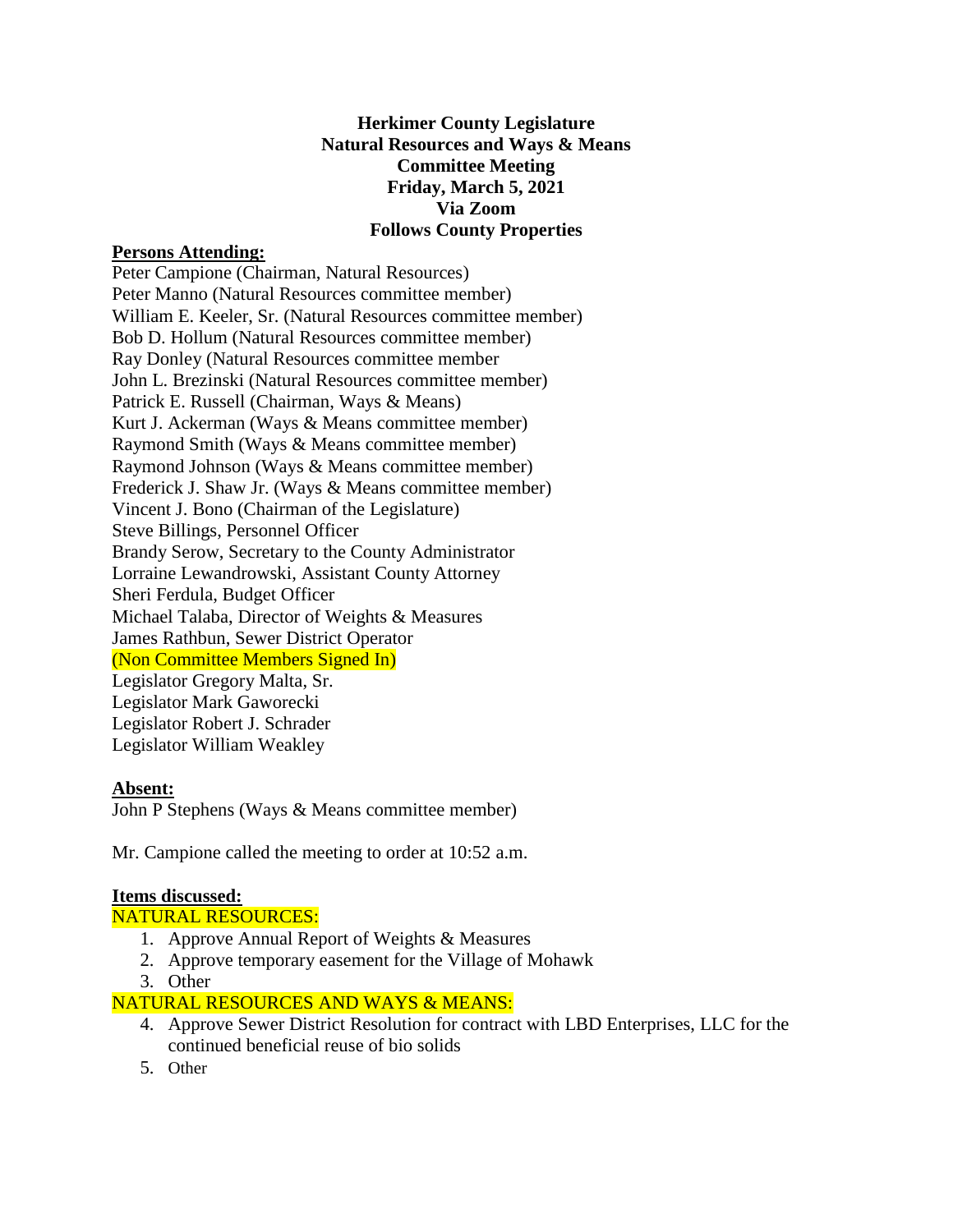**Herkimer County Legislature**
**Natural Resources and Ways & Means**
**Committee Meeting**
**Friday, March 5, 2021**
**Via Zoom**
**Follows County Properties**

**Persons Attending:**

Peter Campione (Chairman, Natural Resources)
Peter Manno (Natural Resources committee member)
William E. Keeler, Sr. (Natural Resources committee member)
Bob D. Hollum (Natural Resources committee member)
Ray Donley (Natural Resources committee member
John L. Brezinski (Natural Resources committee member)
Patrick E. Russell (Chairman, Ways & Means)
Kurt J. Ackerman (Ways & Means committee member)
Raymond Smith (Ways & Means committee member)
Raymond Johnson (Ways & Means committee member)
Frederick J. Shaw Jr. (Ways & Means committee member)
Vincent J. Bono (Chairman of the Legislature)
Steve Billings, Personnel Officer
Brandy Serow, Secretary to the County Administrator
Lorraine Lewandrowski, Assistant County Attorney
Sheri Ferdula, Budget Officer
Michael Talaba, Director of Weights & Measures
James Rathbun, Sewer District Operator
(Non Committee Members Signed In)
Legislator Gregory Malta, Sr.
Legislator Mark Gaworecki
Legislator Robert J. Schrader
Legislator William Weakley

**Absent:**

John P Stephens (Ways & Means committee member)

Mr. Campione called the meeting to order at 10:52 a.m.

**Items discussed:**

NATURAL RESOURCES:

1. Approve Annual Report of Weights & Measures
2. Approve temporary easement for the Village of Mohawk
3. Other

NATURAL RESOURCES AND WAYS & MEANS:

4. Approve Sewer District Resolution for contract with LBD Enterprises, LLC for the continued beneficial reuse of bio solids
5. Other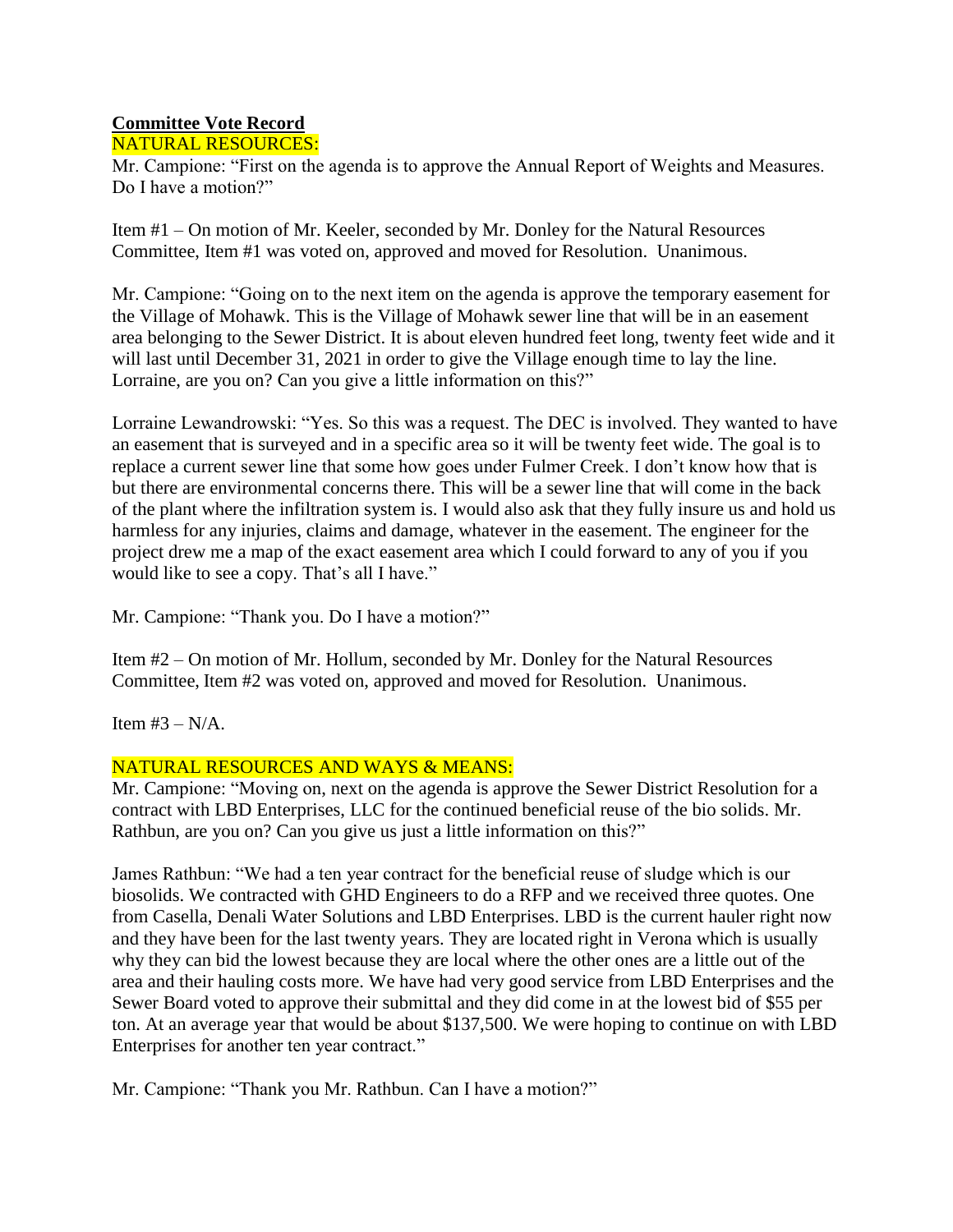**Committee Vote Record**

NATURAL RESOURCES:

Mr. Campione: "First on the agenda is to approve the Annual Report of Weights and Measures. Do I have a motion?"

Item #1 – On motion of Mr. Keeler, seconded by Mr. Donley for the Natural Resources Committee, Item #1 was voted on, approved and moved for Resolution. Unanimous.

Mr. Campione: "Going on to the next item on the agenda is approve the temporary easement for the Village of Mohawk. This is the Village of Mohawk sewer line that will be in an easement area belonging to the Sewer District. It is about eleven hundred feet long, twenty feet wide and it will last until December 31, 2021 in order to give the Village enough time to lay the line. Lorraine, are you on? Can you give a little information on this?"

Lorraine Lewandrowski: "Yes. So this was a request. The DEC is involved. They wanted to have an easement that is surveyed and in a specific area so it will be twenty feet wide. The goal is to replace a current sewer line that some how goes under Fulmer Creek. I don't know how that is but there are environmental concerns there. This will be a sewer line that will come in the back of the plant where the infiltration system is. I would also ask that they fully insure us and hold us harmless for any injuries, claims and damage, whatever in the easement. The engineer for the project drew me a map of the exact easement area which I could forward to any of you if you would like to see a copy. That's all I have."

Mr. Campione: "Thank you. Do I have a motion?"

Item #2 – On motion of Mr. Hollum, seconded by Mr. Donley for the Natural Resources Committee, Item #2 was voted on, approved and moved for Resolution. Unanimous.

Item #3 – N/A.

NATURAL RESOURCES AND WAYS & MEANS:

Mr. Campione: "Moving on, next on the agenda is approve the Sewer District Resolution for a contract with LBD Enterprises, LLC for the continued beneficial reuse of the bio solids. Mr. Rathbun, are you on? Can you give us just a little information on this?"

James Rathbun: "We had a ten year contract for the beneficial reuse of sludge which is our biosolids. We contracted with GHD Engineers to do a RFP and we received three quotes. One from Casella, Denali Water Solutions and LBD Enterprises. LBD is the current hauler right now and they have been for the last twenty years. They are located right in Verona which is usually why they can bid the lowest because they are local where the other ones are a little out of the area and their hauling costs more. We have had very good service from LBD Enterprises and the Sewer Board voted to approve their submittal and they did come in at the lowest bid of $55 per ton. At an average year that would be about $137,500. We were hoping to continue on with LBD Enterprises for another ten year contract."

Mr. Campione: "Thank you Mr. Rathbun. Can I have a motion?"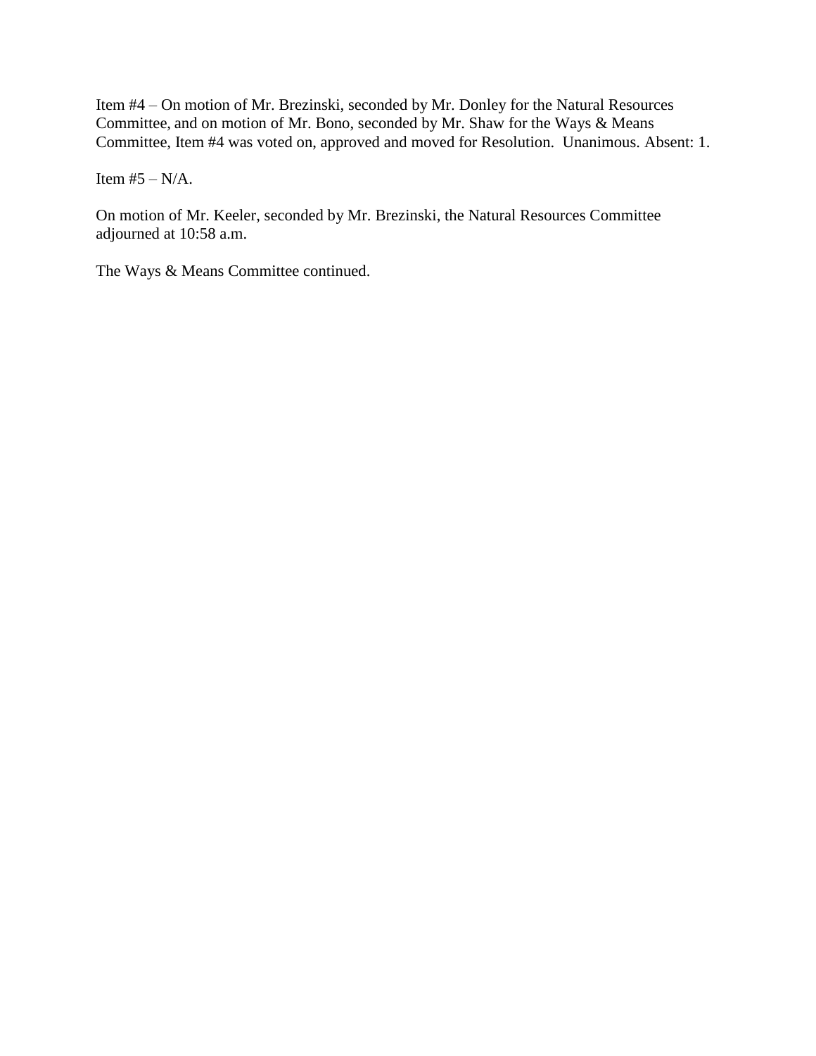Item #4 – On motion of Mr. Brezinski, seconded by Mr. Donley for the Natural Resources Committee, and on motion of Mr. Bono, seconded by Mr. Shaw for the Ways & Means Committee, Item #4 was voted on, approved and moved for Resolution. Unanimous. Absent: 1.

Item #5 – N/A.

On motion of Mr. Keeler, seconded by Mr. Brezinski, the Natural Resources Committee adjourned at 10:58 a.m.

The Ways & Means Committee continued.